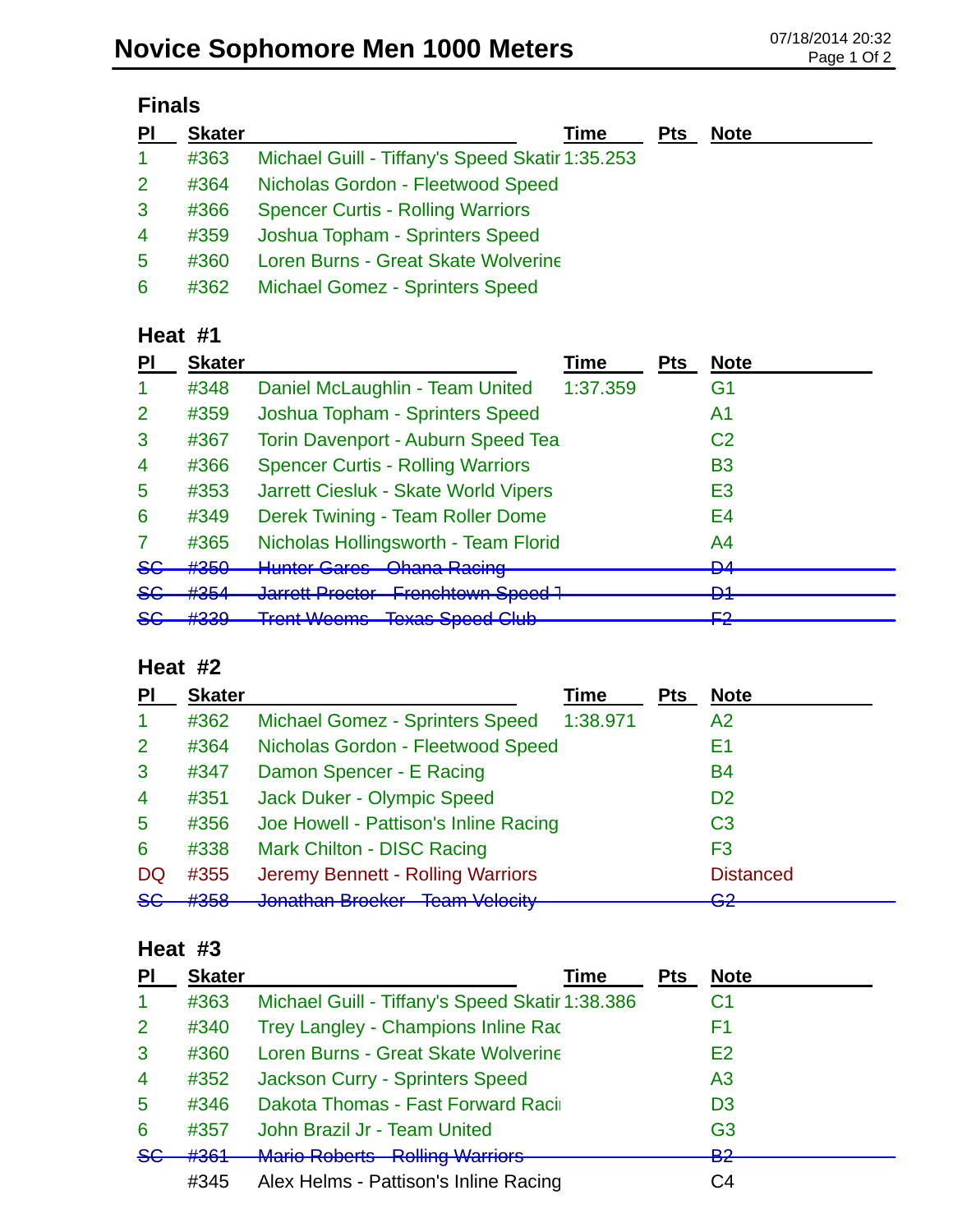# Novice Sophomore Men 1000 Meters

07/18/2014 20:32

## Finals

| Pl | Skater | | Time | Pts | Note |
|---|---|---|---|---|---|
| 1 | #363 | Michael Guill - Tiffany's Speed Skatir | 1:35.253 | | |
| 2 | #364 | Nicholas Gordon - Fleetwood Speed | | | |
| 3 | #366 | Spencer Curtis - Rolling Warriors | | | |
| 4 | #359 | Joshua Topham - Sprinters Speed | | | |
| 5 | #360 | Loren Burns - Great Skate Wolverine | | | |
| 6 | #362 | Michael Gomez - Sprinters Speed | | | |

## Heat #1

| Pl | Skater | | Time | Pts | Note |
|---|---|---|---|---|---|
| 1 | #348 | Daniel McLaughlin - Team United | 1:37.359 | | G1 |
| 2 | #359 | Joshua Topham - Sprinters Speed | | | A1 |
| 3 | #367 | Torin Davenport - Auburn Speed Tea | | | C2 |
| 4 | #366 | Spencer Curtis - Rolling Warriors | | | B3 |
| 5 | #353 | Jarrett Ciesluk - Skate World Vipers | | | E3 |
| 6 | #349 | Derek Twining - Team Roller Dome | | | E4 |
| 7 | #365 | Nicholas Hollingsworth - Team Florid | | | A4 |
| ~~SC~~ | ~~#350~~ | ~~Hunter Gares - Ohana Racing~~ | | | ~~D4~~ |
| ~~SC~~ | ~~#354~~ | ~~Jarrett Proctor - Frenchtown Speed T~~ | | | ~~D1~~ |
| ~~SC~~ | ~~#339~~ | ~~Trent Weems - Texas Speed Club~~ | | | ~~F2~~ |

## Heat #2

| Pl | Skater | | Time | Pts | Note |
|---|---|---|---|---|---|
| 1 | #362 | Michael Gomez - Sprinters Speed | 1:38.971 | | A2 |
| 2 | #364 | Nicholas Gordon - Fleetwood Speed | | | E1 |
| 3 | #347 | Damon Spencer - E Racing | | | B4 |
| 4 | #351 | Jack Duker - Olympic Speed | | | D2 |
| 5 | #356 | Joe Howell - Pattison's Inline Racing | | | C3 |
| 6 | #338 | Mark Chilton - DISC Racing | | | F3 |
| DQ | #355 | Jeremy Bennett - Rolling Warriors | | | Distanced |
| ~~SC~~ | ~~#358~~ | ~~Jonathan Broeker - Team Velocity~~ | | | ~~G2~~ |

## Heat #3

| Pl | Skater | | Time | Pts | Note |
|---|---|---|---|---|---|
| 1 | #363 | Michael Guill - Tiffany's Speed Skatir | 1:38.386 | | C1 |
| 2 | #340 | Trey Langley - Champions Inline Rac | | | F1 |
| 3 | #360 | Loren Burns - Great Skate Wolverine | | | E2 |
| 4 | #352 | Jackson Curry - Sprinters Speed | | | A3 |
| 5 | #346 | Dakota Thomas - Fast Forward Racii | | | D3 |
| 6 | #357 | John Brazil Jr - Team United | | | G3 |
| ~~SC~~ | ~~#361~~ | ~~Mario Roberts - Rolling Warriors~~ | | | ~~B2~~ |
| | #345 | Alex Helms - Pattison's Inline Racing | | | C4 |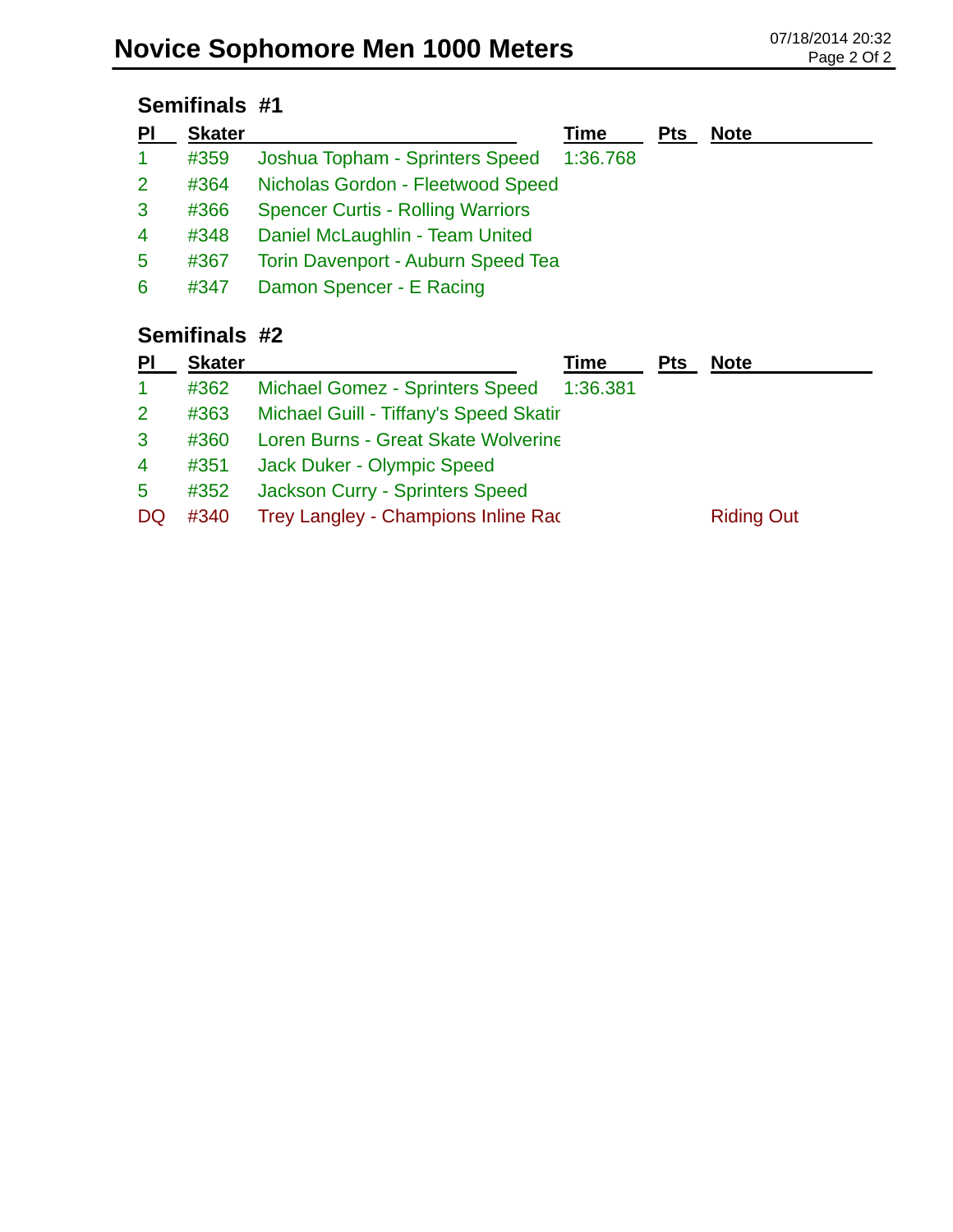# Novice Sophomore Men 1000 Meters

## Semifinals #1

| Pl | Skater | | Time | Pts | Note |
|---|---|---|---|---|---|
| 1 | #359 | Joshua Topham - Sprinters Speed | 1:36.768 | | |
| 2 | #364 | Nicholas Gordon - Fleetwood Speed | | | |
| 3 | #366 | Spencer Curtis - Rolling Warriors | | | |
| 4 | #348 | Daniel McLaughlin - Team United | | | |
| 5 | #367 | Torin Davenport - Auburn Speed Tea | | | |
| 6 | #347 | Damon Spencer - E Racing | | | |

## Semifinals #2

| Pl | Skater | | Time | Pts | Note |
|---|---|---|---|---|---|
| 1 | #362 | Michael Gomez - Sprinters Speed | 1:36.381 | | |
| 2 | #363 | Michael Guill - Tiffany's Speed Skatir | | | |
| 3 | #360 | Loren Burns - Great Skate Wolverine | | | |
| 4 | #351 | Jack Duker - Olympic Speed | | | |
| 5 | #352 | Jackson Curry - Sprinters Speed | | | |
| DQ | #340 | Trey Langley - Champions Inline Rac | | | Riding Out |